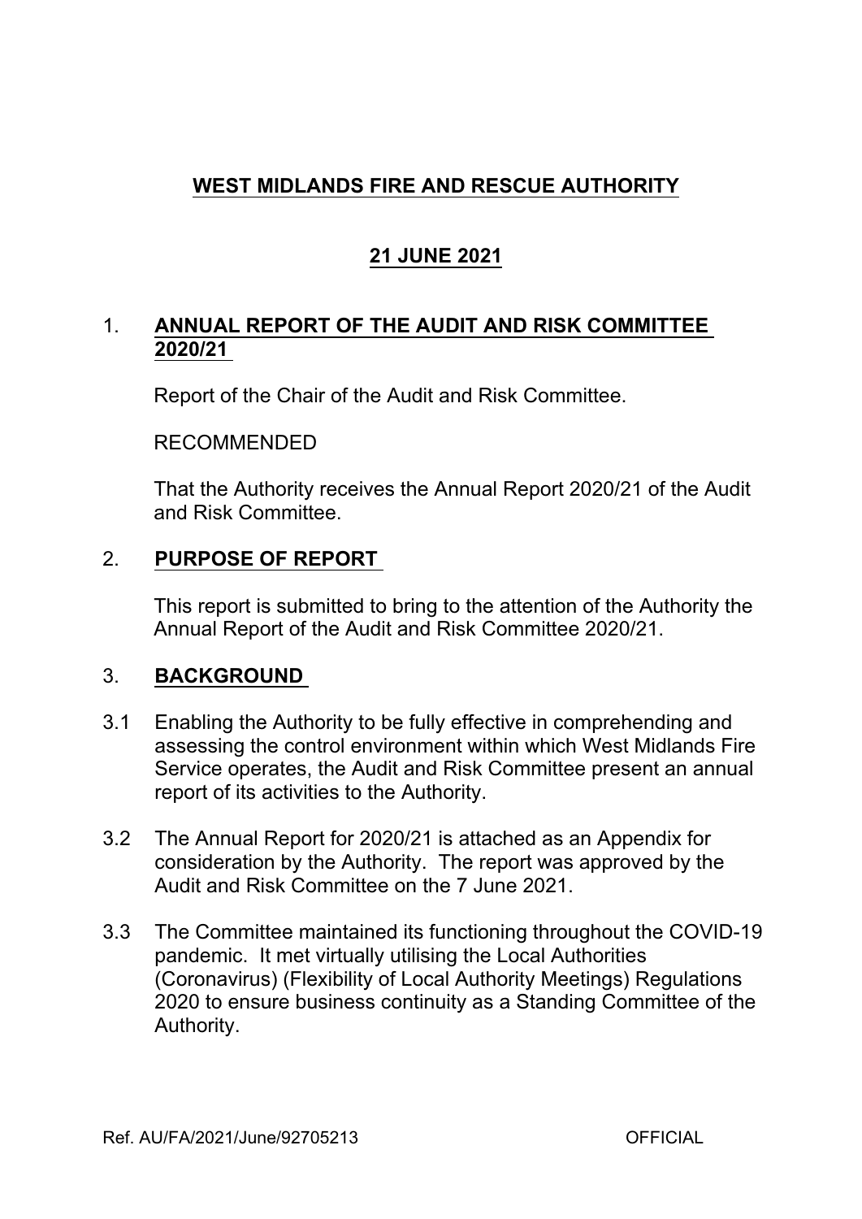# WEST MIDLANDS FIRE AND RESCUE AUTHORITY

## 21 JUNE 2021

## 1. ANNUAL REPORT OF THE AUDIT AND RISK COMMITTEE 2020/21

Report of the Chair of the Audit and Risk Committee.

RECOMMENDED

That the Authority receives the Annual Report 2020/21 of the Audit and Risk Committee.

## 2. PURPOSE OF REPORT

This report is submitted to bring to the attention of the Authority the Annual Report of the Audit and Risk Committee 2020/21.

## 3. BACKGROUND

3.1 Enabling the Authority to be fully effective in comprehending and assessing the control environment within which West Midlands Fire Service operates, the Audit and Risk Committee present an annual report of its activities to the Authority.

3.2 The Annual Report for 2020/21 is attached as an Appendix for consideration by the Authority. The report was approved by the Audit and Risk Committee on the 7 June 2021.

3.3 The Committee maintained its functioning throughout the COVID-19 pandemic. It met virtually utilising the Local Authorities (Coronavirus) (Flexibility of Local Authority Meetings) Regulations 2020 to ensure business continuity as a Standing Committee of the Authority.

Ref. AU/FA/2021/June/92705213 OFFICIAL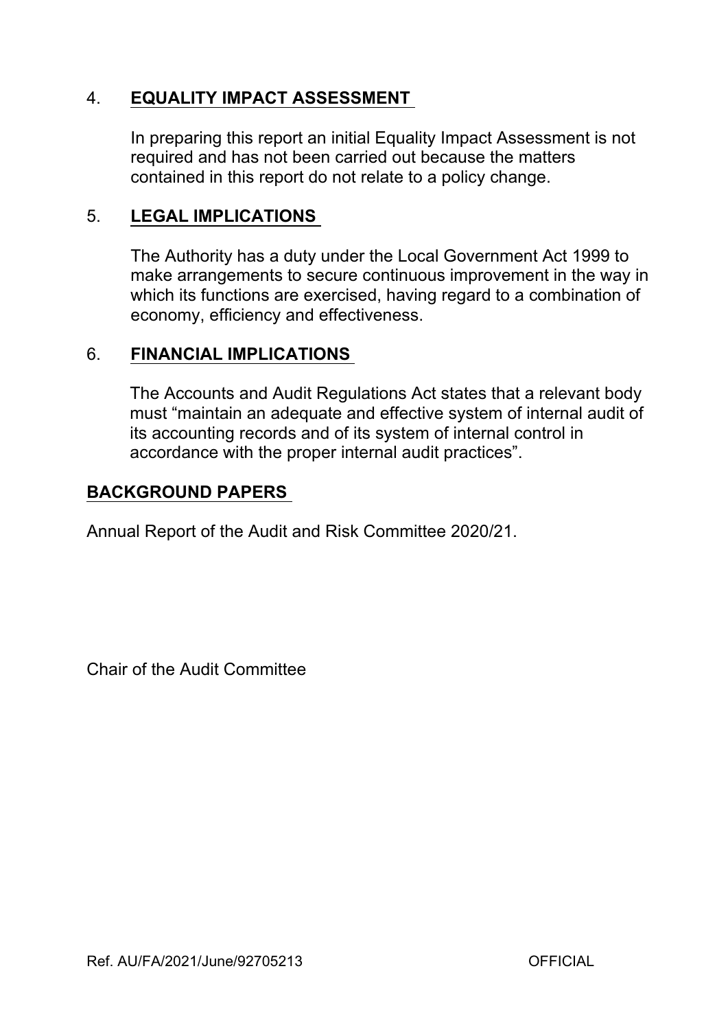## 4. EQUALITY IMPACT ASSESSMENT

In preparing this report an initial Equality Impact Assessment is not required and has not been carried out because the matters contained in this report do not relate to a policy change.

## 5. LEGAL IMPLICATIONS

The Authority has a duty under the Local Government Act 1999 to make arrangements to secure continuous improvement in the way in which its functions are exercised, having regard to a combination of economy, efficiency and effectiveness.

## 6. FINANCIAL IMPLICATIONS

The Accounts and Audit Regulations Act states that a relevant body must "maintain an adequate and effective system of internal audit of its accounting records and of its system of internal control in accordance with the proper internal audit practices".

## BACKGROUND PAPERS

Annual Report of the Audit and Risk Committee 2020/21.

Chair of the Audit Committee

Ref. AU/FA/2021/June/92705213 OFFICIAL